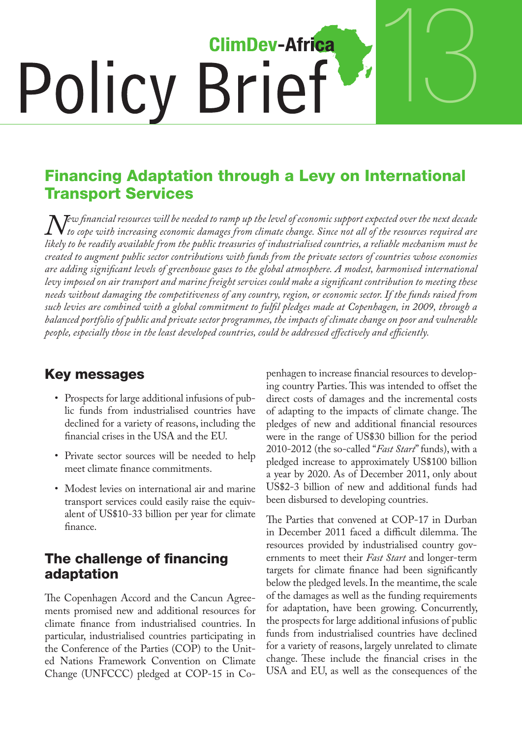ClimDev-Africa

# Policy Brief 13

## Financing Adaptation through a Levy on International Transport Services

*New financial resources will be needed to ramp up the level of economic support expected over the next decade to cope with increasing economic damages from climate change. Since not all of the resources required are likely to be readily available from the public treasuries of industrialised countries, a reliable mechanism must be created to augment public sector contributions with funds from the private sectors of countries whose economies are adding significant levels of greenhouse gases to the global atmosphere. A modest, harmonised international levy imposed on air transport and marine freight services could make a significant contribution to meeting these needs without damaging the competitiveness of any country, region, or economic sector. If the funds raised from such levies are combined with a global commitment to fulfil pledges made at Copenhagen, in 2009, through a balanced portfolio of public and private sector programmes, the impacts of climate change on poor and vulnerable people, especially those in the least developed countries, could be addressed effectively and efficiently.*

## Key messages

- Prospects for large additional infusions of public funds from industrialised countries have declined for a variety of reasons, including the financial crises in the USA and the EU.
- Private sector sources will be needed to help meet climate finance commitments.
- Modest levies on international air and marine transport services could easily raise the equivalent of US$10-33 billion per year for climate finance.

## The challenge of financing adaptation

The Copenhagen Accord and the Cancun Agreements promised new and additional resources for climate finance from industrialised countries. In particular, industrialised countries participating in the Conference of the Parties (COP) to the United Nations Framework Convention on Climate Change (UNFCCC) pledged at COP-15 in Copenhagen to increase financial resources to developing country Parties. This was intended to offset the direct costs of damages and the incremental costs of adapting to the impacts of climate change. The pledges of new and additional financial resources were in the range of US$30 billion for the period 2010-2012 (the so-called "*Fast Start*" funds), with a pledged increase to approximately US$100 billion a year by 2020. As of December 2011, only about US$2-3 billion of new and additional funds had been disbursed to developing countries.

The Parties that convened at COP-17 in Durban in December 2011 faced a difficult dilemma. The resources provided by industrialised country governments to meet their *Fast Start* and longer-term targets for climate finance had been significantly below the pledged levels. In the meantime, the scale of the damages as well as the funding requirements for adaptation, have been growing. Concurrently, the prospects for large additional infusions of public funds from industrialised countries have declined for a variety of reasons, largely unrelated to climate change. These include the financial crises in the USA and EU, as well as the consequences of the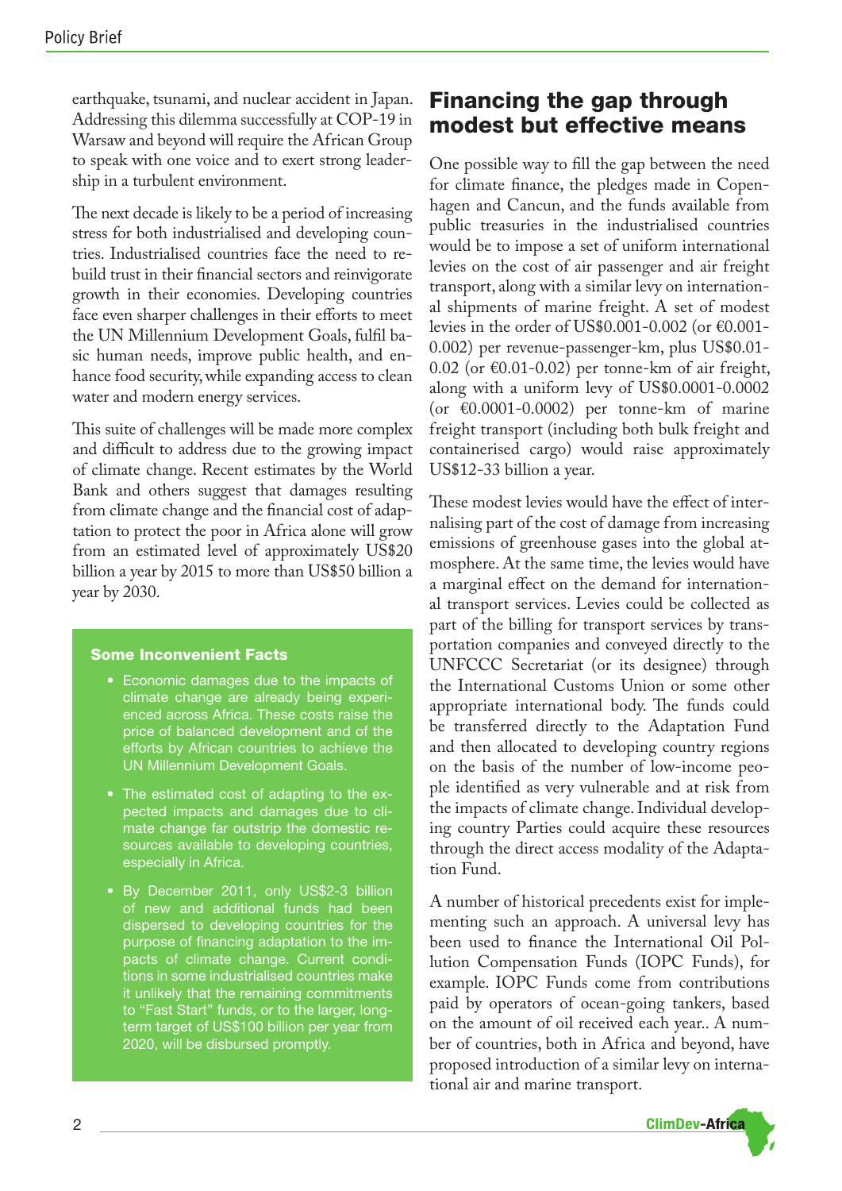earthquake, tsunami, and nuclear accident in Japan. Addressing this dilemma successfully at COP-19 in Warsaw and beyond will require the African Group to speak with one voice and to exert strong leadership in a turbulent environment.

The next decade is likely to be a period of increasing stress for both industrialised and developing countries. Industrialised countries face the need to rebuild trust in their financial sectors and reinvigorate growth in their economies. Developing countries face even sharper challenges in their efforts to meet the UN Millennium Development Goals, fulfil basic human needs, improve public health, and enhance food security, while expanding access to clean water and modern energy services.

This suite of challenges will be made more complex and difficult to address due to the growing impact of climate change. Recent estimates by the World Bank and others suggest that damages resulting from climate change and the financial cost of adaptation to protect the poor in Africa alone will grow from an estimated level of approximately US$20 billion a year by 2015 to more than US$50 billion a year by 2030.

### Some Inconvenient Facts

- Economic damages due to the impacts of climate change are already being experienced across Africa. These costs raise the price of balanced development and of the efforts by African countries to achieve the UN Millennium Development Goals.
- The estimated cost of adapting to the expected impacts and damages due to climate change far outstrip the domestic resources available to developing countries, especially in Africa.
- By December 2011, only US$2-3 billion of new and additional funds had been dispersed to developing countries for the purpose of financing adaptation to the impacts of climate change. Current conditions in some industrialised countries make it unlikely that the remaining commitments to "Fast Start" funds, or to the larger, long-term target of US$100 billion per year from 2020, will be disbursed promptly.

## Financing the gap through modest but effective means

One possible way to fill the gap between the need for climate finance, the pledges made in Copenhagen and Cancun, and the funds available from public treasuries in the industrialised countries would be to impose a set of uniform international levies on the cost of air passenger and air freight transport, along with a similar levy on international shipments of marine freight. A set of modest levies in the order of US$0.001-0.002 (or €0.001-0.002) per revenue-passenger-km, plus US$0.01-0.02 (or €0.01-0.02) per tonne-km of air freight, along with a uniform levy of US$0.0001-0.0002 (or €0.0001-0.0002) per tonne-km of marine freight transport (including both bulk freight and containerised cargo) would raise approximately US$12-33 billion a year.

These modest levies would have the effect of internalising part of the cost of damage from increasing emissions of greenhouse gases into the global atmosphere. At the same time, the levies would have a marginal effect on the demand for international transport services. Levies could be collected as part of the billing for transport services by transportation companies and conveyed directly to the UNFCCC Secretariat (or its designee) through the International Customs Union or some other appropriate international body. The funds could be transferred directly to the Adaptation Fund and then allocated to developing country regions on the basis of the number of low-income people identified as very vulnerable and at risk from the impacts of climate change. Individual developing country Parties could acquire these resources through the direct access modality of the Adaptation Fund.

A number of historical precedents exist for implementing such an approach. A universal levy has been used to finance the International Oil Pollution Compensation Funds (IOPC Funds), for example. IOPC Funds come from contributions paid by operators of ocean-going tankers, based on the amount of oil received each year.. A number of countries, both in Africa and beyond, have proposed introduction of a similar levy on international air and marine transport.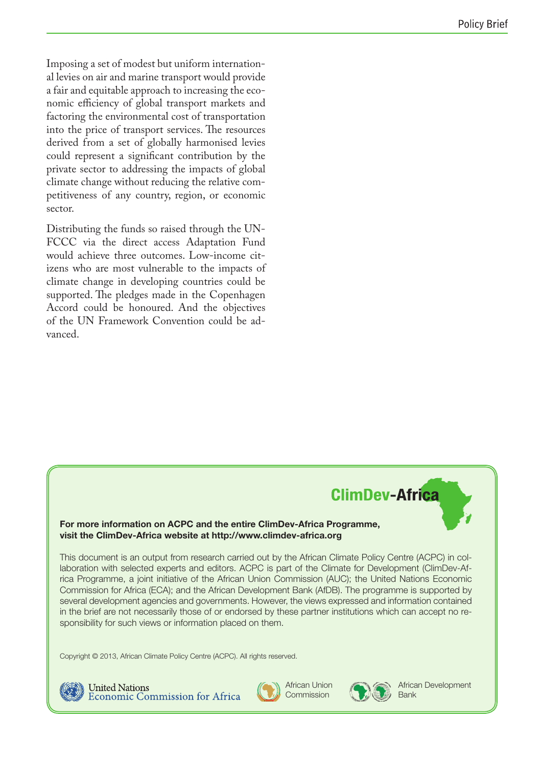Imposing a set of modest but uniform international levies on air and marine transport would provide a fair and equitable approach to increasing the economic efficiency of global transport markets and factoring the environmental cost of transportation into the price of transport services. The resources derived from a set of globally harmonised levies could represent a significant contribution by the private sector to addressing the impacts of global climate change without reducing the relative competitiveness of any country, region, or economic sector.

Distributing the funds so raised through the UNFCCC via the direct access Adaptation Fund would achieve three outcomes. Low-income citizens who are most vulnerable to the impacts of climate change in developing countries could be supported. The pledges made in the Copenhagen Accord could be honoured. And the objectives of the UN Framework Convention could be advanced.

ClimDev-Africa

**For more information on ACPC and the entire ClimDev-Africa Programme, visit the ClimDev-Africa website at http://www.climdev-africa.org**

This document is an output from research carried out by the African Climate Policy Centre (ACPC) in collaboration with selected experts and editors. ACPC is part of the Climate for Development (ClimDev-Africa Programme, a joint initiative of the African Union Commission (AUC); the United Nations Economic Commission for Africa (ECA); and the African Development Bank (AfDB). The programme is supported by several development agencies and governments. However, the views expressed and information contained in the brief are not necessarily those of or endorsed by these partner institutions which can accept no responsibility for such views or information placed on them.

Copyright © 2013, African Climate Policy Centre (ACPC). All rights reserved.

United Nations Economic Commission for Africa

African Union Commission

African Development Bank